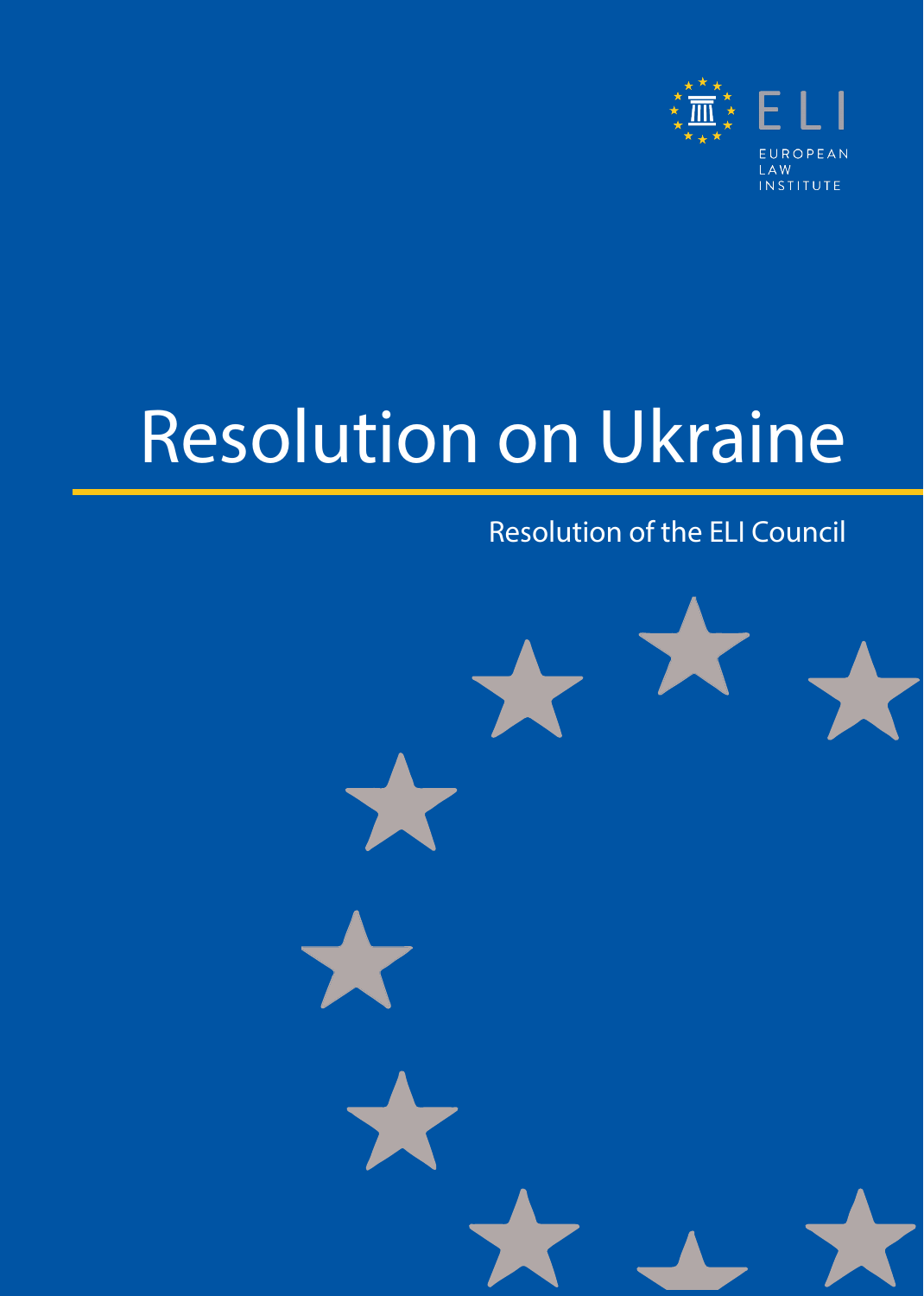ELI

EUROPEAN LAW INSTITUTE

# Resolution on Ukraine

Resolution of the ELI Council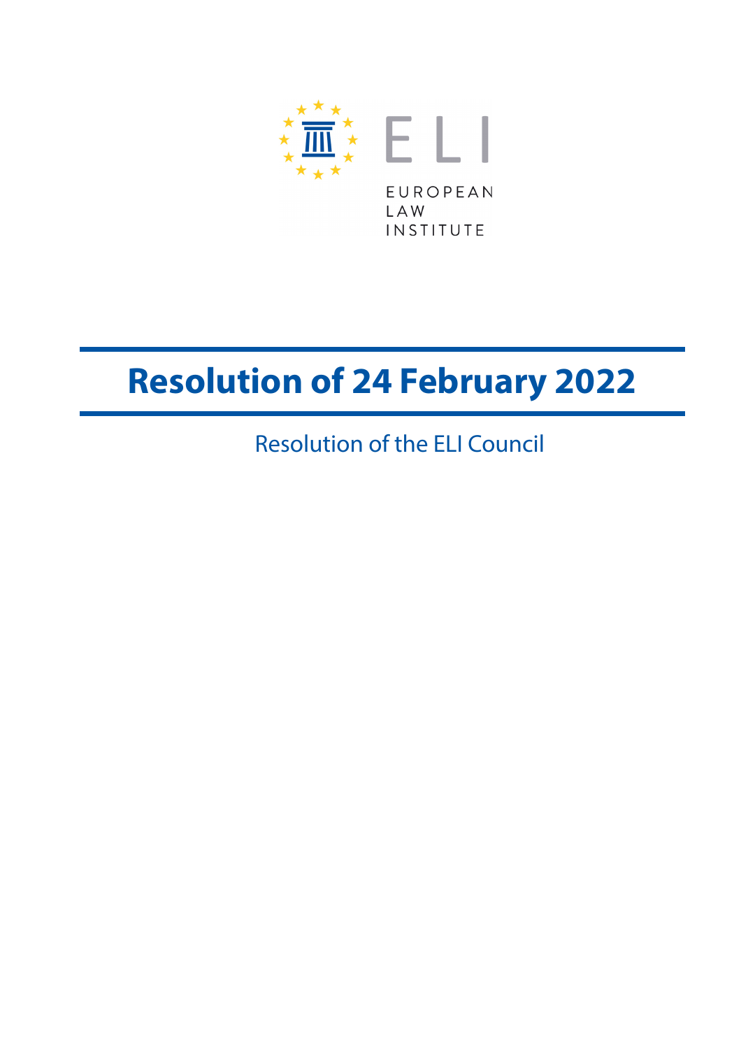EUROPEAN LAW INSTITUTE

# Resolution of 24 February 2022

Resolution of the ELI Council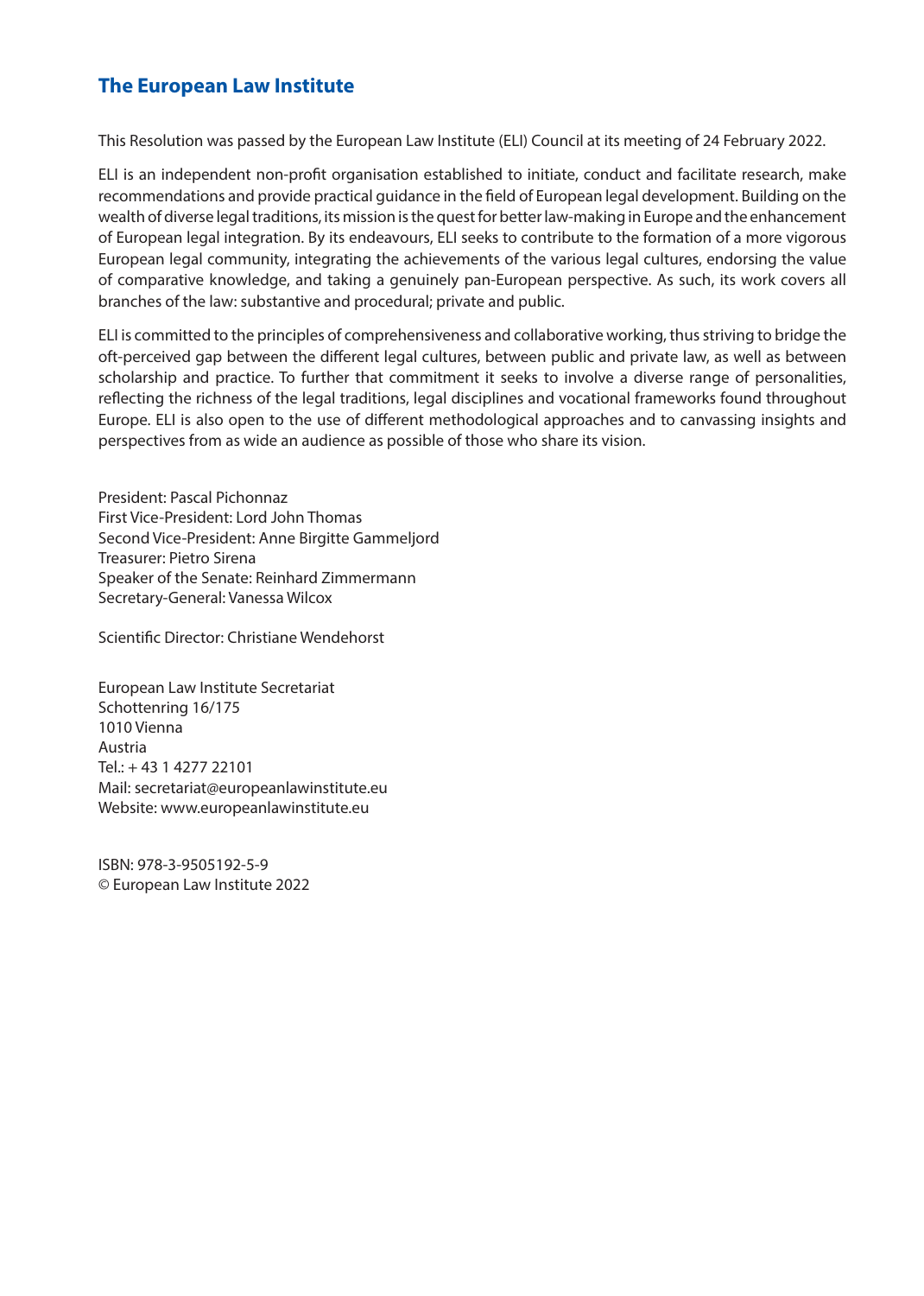## The European Law Institute

This Resolution was passed by the European Law Institute (ELI) Council at its meeting of 24 February 2022.

ELI is an independent non-profit organisation established to initiate, conduct and facilitate research, make recommendations and provide practical guidance in the field of European legal development. Building on the wealth of diverse legal traditions, its mission is the quest for better law-making in Europe and the enhancement of European legal integration. By its endeavours, ELI seeks to contribute to the formation of a more vigorous European legal community, integrating the achievements of the various legal cultures, endorsing the value of comparative knowledge, and taking a genuinely pan-European perspective. As such, its work covers all branches of the law: substantive and procedural; private and public.

ELI is committed to the principles of comprehensiveness and collaborative working, thus striving to bridge the oft-perceived gap between the different legal cultures, between public and private law, as well as between scholarship and practice. To further that commitment it seeks to involve a diverse range of personalities, reflecting the richness of the legal traditions, legal disciplines and vocational frameworks found throughout Europe. ELI is also open to the use of different methodological approaches and to canvassing insights and perspectives from as wide an audience as possible of those who share its vision.

President: Pascal Pichonnaz
First Vice-President: Lord John Thomas
Second Vice-President: Anne Birgitte Gammeljord
Treasurer: Pietro Sirena
Speaker of the Senate: Reinhard Zimmermann
Secretary-General: Vanessa Wilcox

Scientific Director: Christiane Wendehorst

European Law Institute Secretariat
Schottenring 16/175
1010 Vienna
Austria
Tel.: + 43 1 4277 22101
Mail: secretariat@europeanlawinstitute.eu
Website: www.europeanlawinstitute.eu

ISBN: 978-3-9505192-5-9
© European Law Institute 2022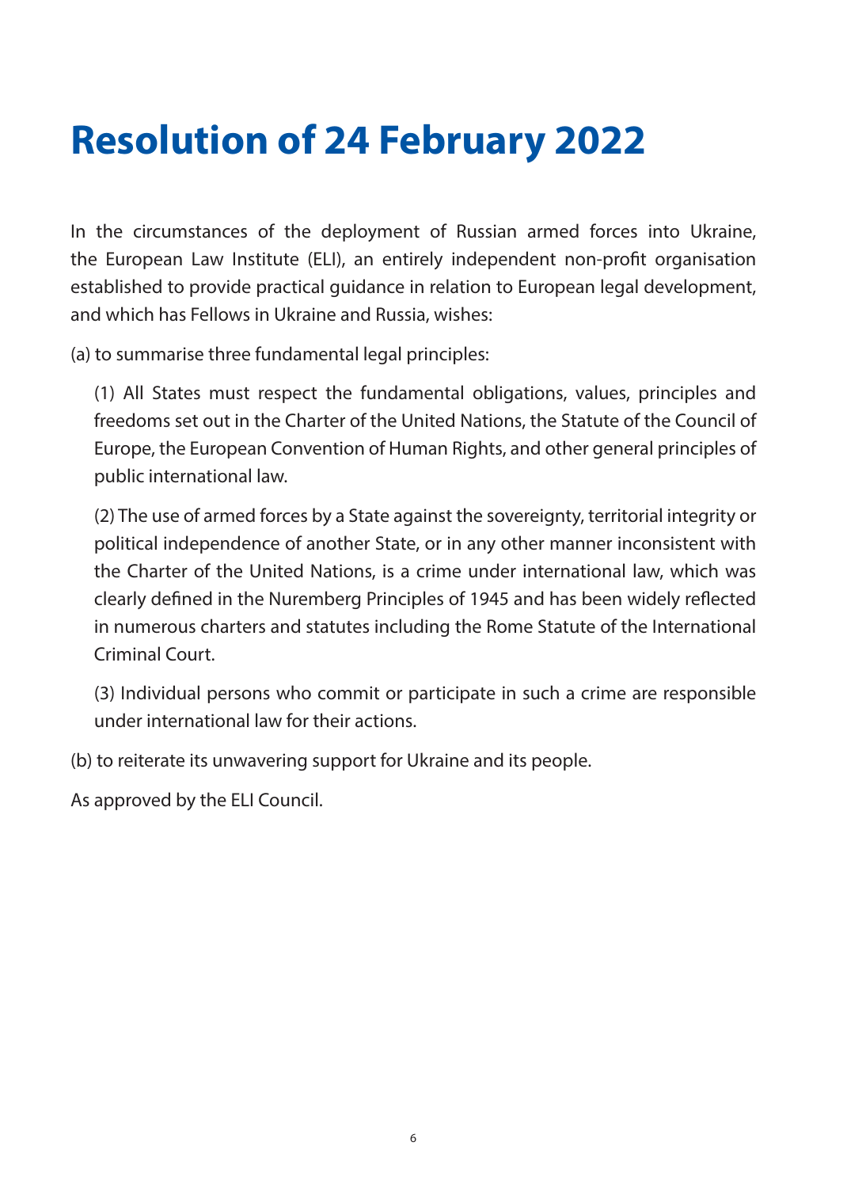# Resolution of 24 February 2022

In the circumstances of the deployment of Russian armed forces into Ukraine, the European Law Institute (ELI), an entirely independent non-profit organisation established to provide practical guidance in relation to European legal development, and which has Fellows in Ukraine and Russia, wishes:

(a) to summarise three fundamental legal principles:

(1) All States must respect the fundamental obligations, values, principles and freedoms set out in the Charter of the United Nations, the Statute of the Council of Europe, the European Convention of Human Rights, and other general principles of public international law.

(2) The use of armed forces by a State against the sovereignty, territorial integrity or political independence of another State, or in any other manner inconsistent with the Charter of the United Nations, is a crime under international law, which was clearly defined in the Nuremberg Principles of 1945 and has been widely reflected in numerous charters and statutes including the Rome Statute of the International Criminal Court.

(3) Individual persons who commit or participate in such a crime are responsible under international law for their actions.

(b) to reiterate its unwavering support for Ukraine and its people.

As approved by the ELI Council.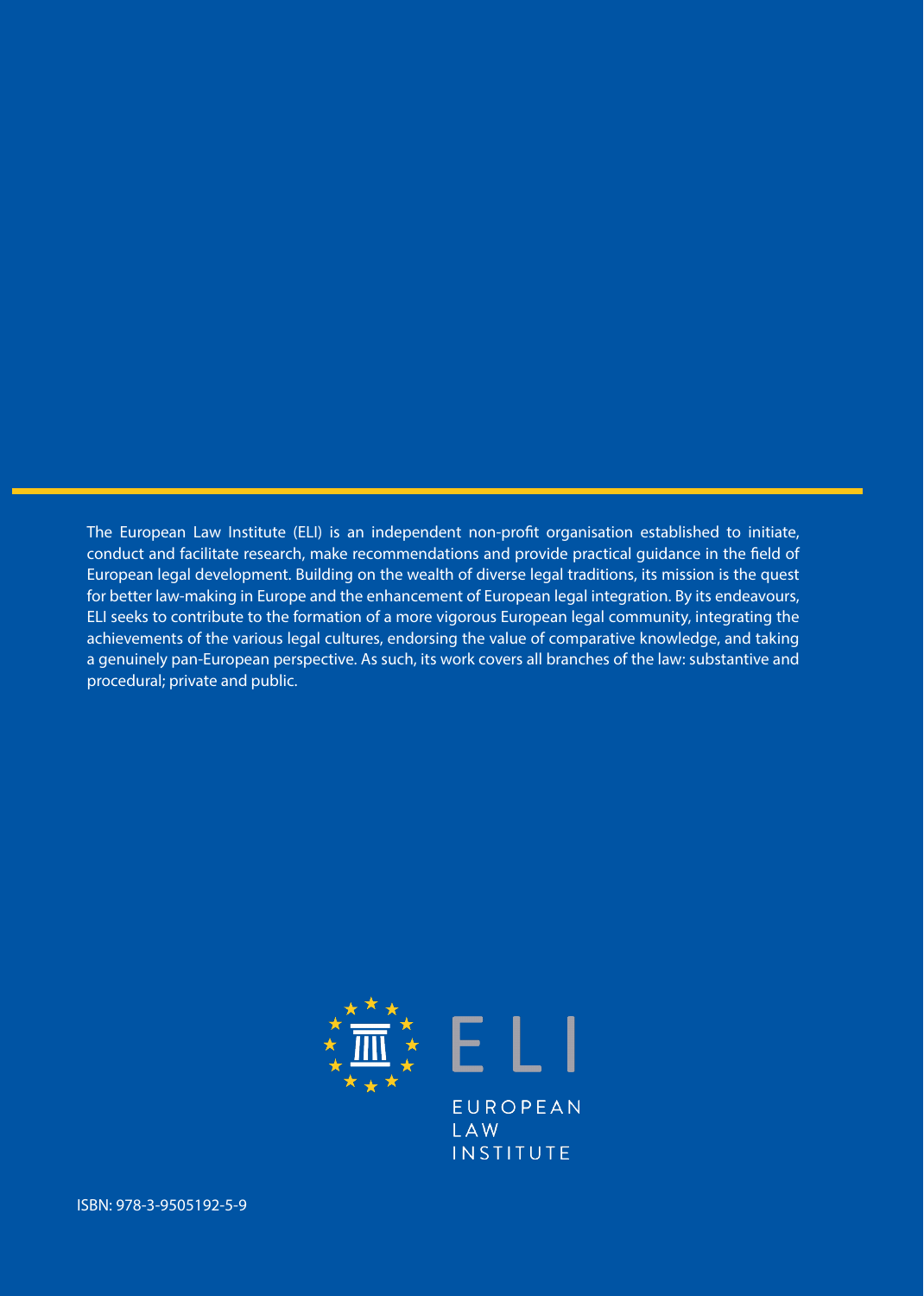The European Law Institute (ELI) is an independent non-profit organisation established to initiate, conduct and facilitate research, make recommendations and provide practical guidance in the field of European legal development. Building on the wealth of diverse legal traditions, its mission is the quest for better law-making in Europe and the enhancement of European legal integration. By its endeavours, ELI seeks to contribute to the formation of a more vigorous European legal community, integrating the achievements of the various legal cultures, endorsing the value of comparative knowledge, and taking a genuinely pan-European perspective. As such, its work covers all branches of the law: substantive and procedural; private and public.

ELI

EUROPEAN
LAW
INSTITUTE

ISBN: 978-3-9505192-5-9